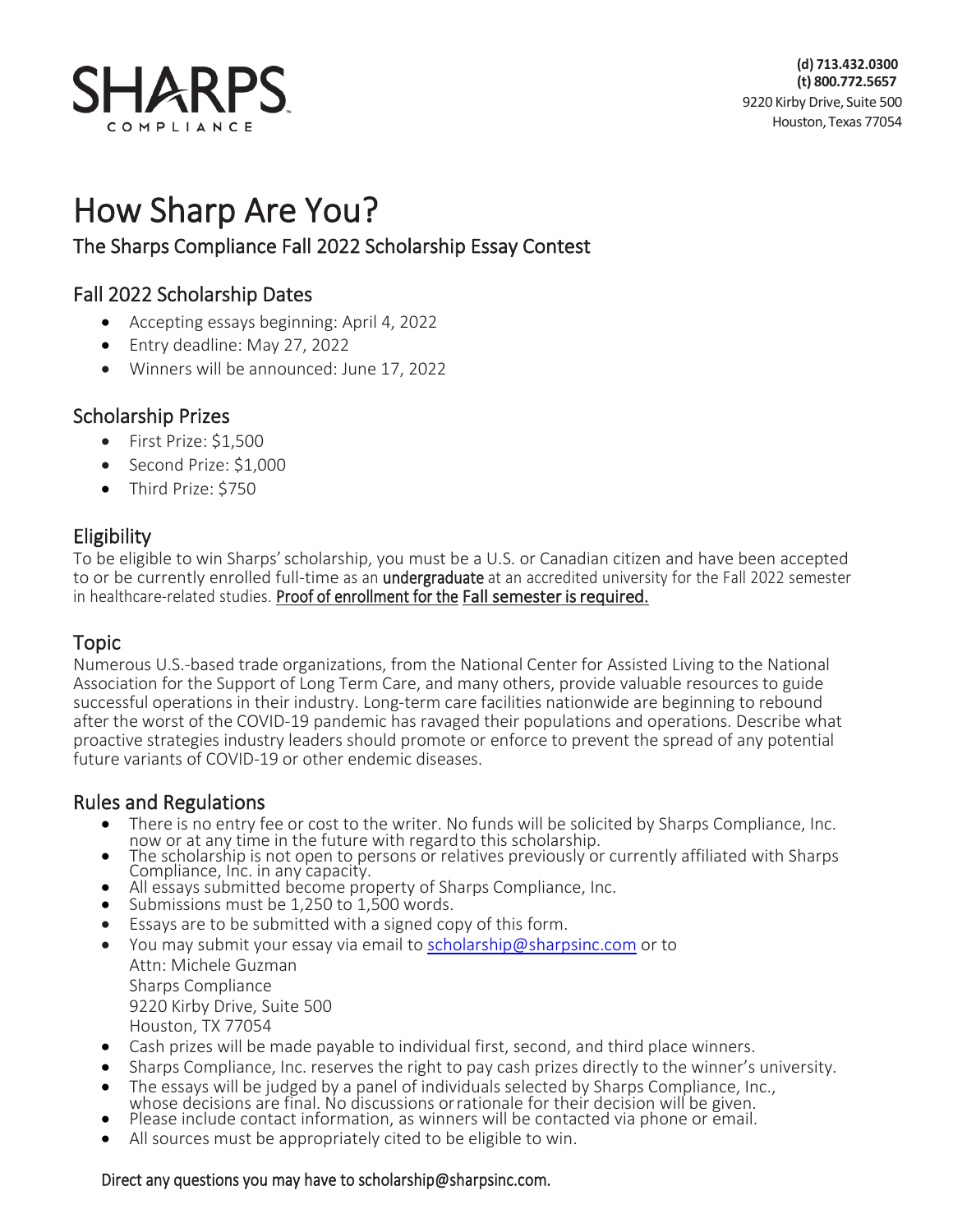# SHARPS COMPLIANCE

**(d) 713.432.0300**
**(t) 800.772.5657**
9220 Kirby Drive, Suite 500
Houston, Texas 77054

# How Sharp Are You?

## The Sharps Compliance Fall 2022 Scholarship Essay Contest

### Fall 2022 Scholarship Dates

- Accepting essays beginning: April 4, 2022
- Entry deadline: May 27, 2022
- Winners will be announced: June 17, 2022

### Scholarship Prizes

- First Prize: $1,500
- Second Prize: $1,000
- Third Prize: $750

### Eligibility

To be eligible to win Sharps' scholarship, you must be a U.S. or Canadian citizen and have been accepted to or be currently enrolled full-time as an **undergraduate** at an accredited university for the Fall 2022 semester in healthcare-related studies. **Proof of enrollment for the Fall semester is required.**

### Topic

Numerous U.S.-based trade organizations, from the National Center for Assisted Living to the National Association for the Support of Long Term Care, and many others, provide valuable resources to guide successful operations in their industry. Long-term care facilities nationwide are beginning to rebound after the worst of the COVID-19 pandemic has ravaged their populations and operations. Describe what proactive strategies industry leaders should promote or enforce to prevent the spread of any potential future variants of COVID-19 or other endemic diseases.

### Rules and Regulations

- There is no entry fee or cost to the writer. No funds will be solicited by Sharps Compliance, Inc. now or at any time in the future with regard to this scholarship.
- The scholarship is not open to persons or relatives previously or currently affiliated with Sharps Compliance, Inc. in any capacity.
- All essays submitted become property of Sharps Compliance, Inc.
- Submissions must be 1,250 to 1,500 words.
- Essays are to be submitted with a signed copy of this form.
- You may submit your essay via email to scholarship@sharpsinc.com or to
  Attn: Michele Guzman
  Sharps Compliance
  9220 Kirby Drive, Suite 500
  Houston, TX 77054
- Cash prizes will be made payable to individual first, second, and third place winners.
- Sharps Compliance, Inc. reserves the right to pay cash prizes directly to the winner's university.
- The essays will be judged by a panel of individuals selected by Sharps Compliance, Inc., whose decisions are final. No discussions or rationale for their decision will be given.
- Please include contact information, as winners will be contacted via phone or email.
- All sources must be appropriately cited to be eligible to win.

Direct any questions you may have to scholarship@sharpsinc.com.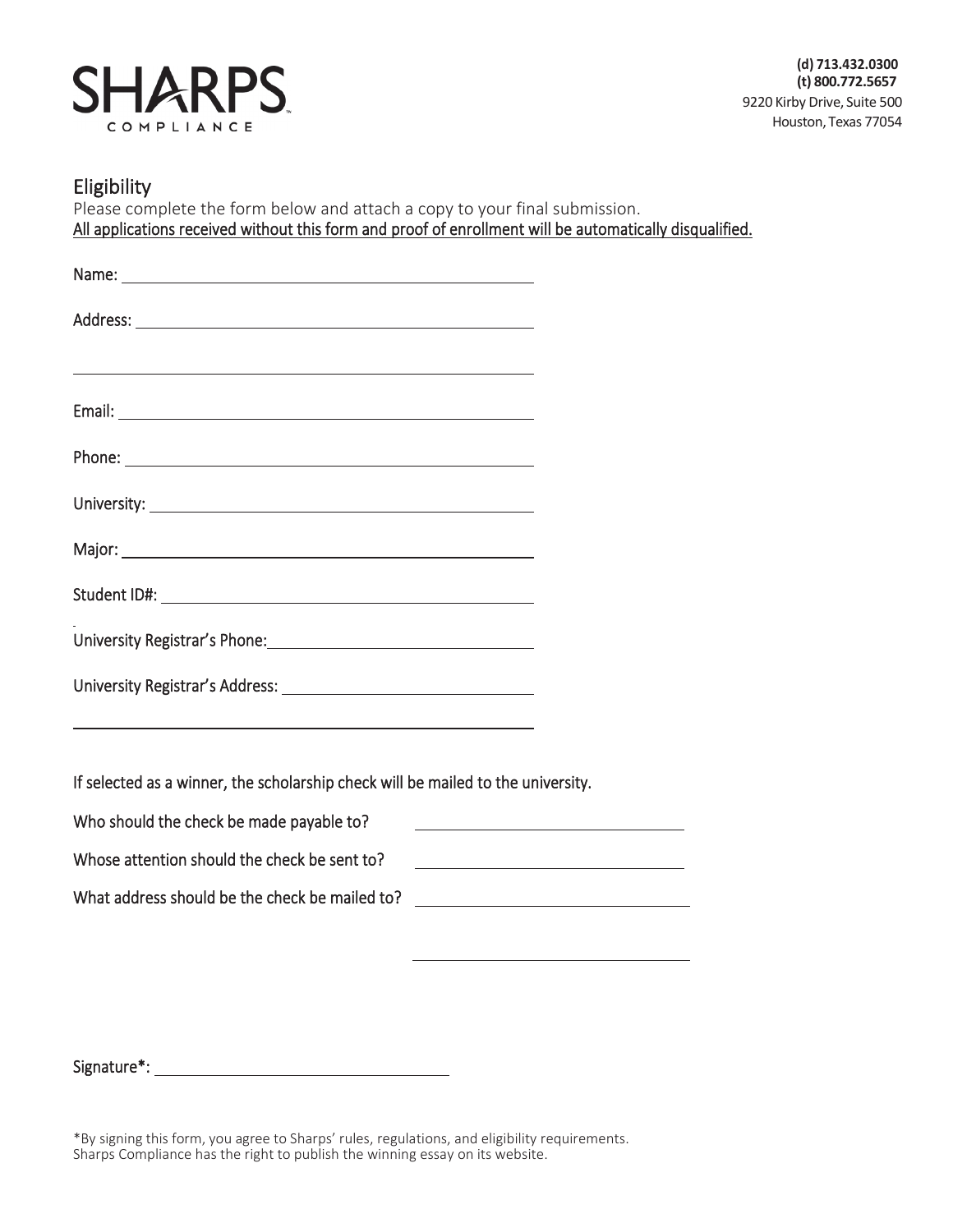**SHARPS**
COMPLIANCE

**(d) 713.432.0300**
**(t) 800.772.5657**
9220 Kirby Drive, Suite 500
Houston, Texas 77054

## Eligibility

Please complete the form below and attach a copy to your final submission.
<u>All applications received without this form and proof of enrollment will be automatically disqualified.</u>

Name: ______________________________________________

Address: ______________________________________________

______________________________________________

Email: ______________________________________________

Phone: ______________________________________________

University: ______________________________________________

Major: ______________________________________________

Student ID#: ______________________________________________

University Registrar's Phone: ______________________________

University Registrar's Address: ______________________________

______________________________________________

If selected as a winner, the scholarship check will be mailed to the university.

Who should the check be made payable to? ______________________________

Whose attention should the check be sent to? ______________________________

What address should be the check be mailed to? ______________________________

______________________________

Signature*: ______________________________

*By signing this form, you agree to Sharps' rules, regulations, and eligibility requirements.
Sharps Compliance has the right to publish the winning essay on its website.